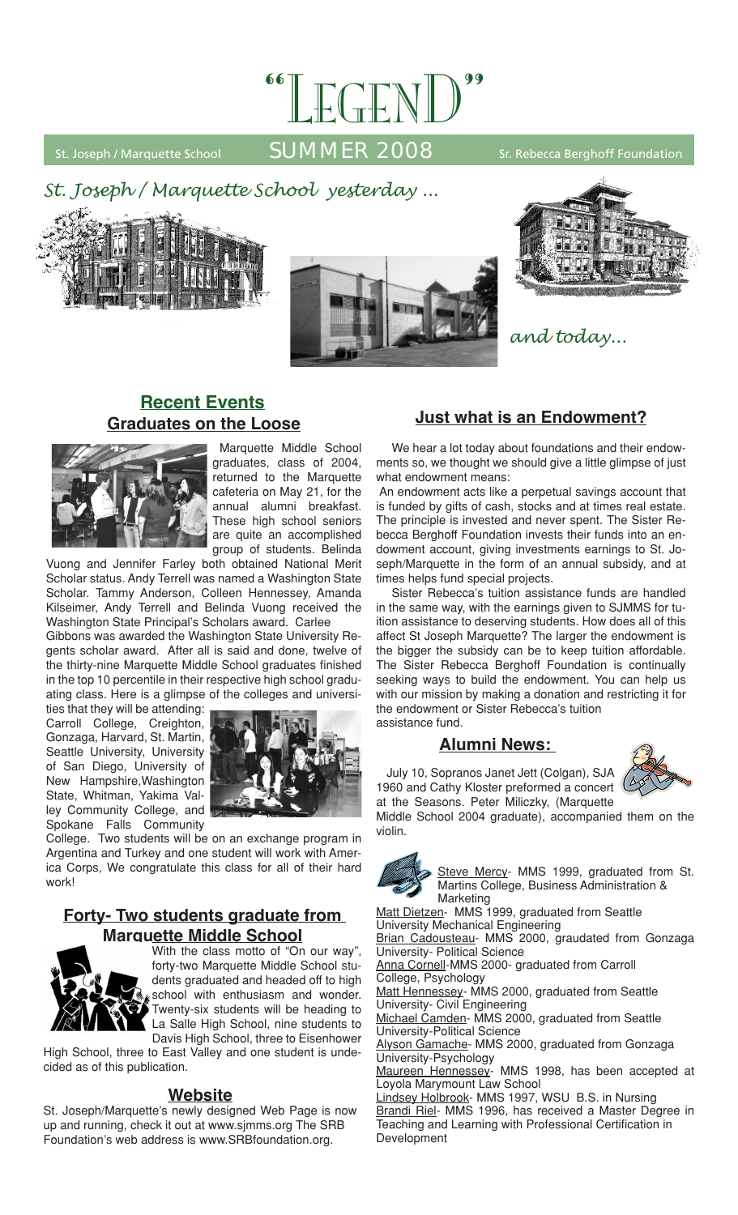# "LEGEND"

St. Joseph / Marquette School **SUMMER 2008** Sr. Rebecca Berghoff Foundation

*St. Joseph / Marquette School yesterday ...*

*and today...*

## Recent Events

### Graduates on the Loose

Marquette Middle School graduates, class of 2004, returned to the Marquette cafeteria on May 21, for the annual alumni breakfast. These high school seniors are quite an accomplished group of students. Belinda Vuong and Jennifer Farley both obtained National Merit Scholar status. Andy Terrell was named a Washington State Scholar. Tammy Anderson, Colleen Hennessey, Amanda Kilseimer, Andy Terrell and Belinda Vuong received the Washington State Principal's Scholars award. Carlee Gibbons was awarded the Washington State University Regents scholar award. After all is said and done, twelve of the thirty-nine Marquette Middle School graduates finished in the top 10 percentile in their respective high school graduating class. Here is a glimpse of the colleges and universities that they will be attending: Carroll College, Creighton, Gonzaga, Harvard, St. Martin, Seattle University, University of San Diego, University of New Hampshire, Washington State, Whitman, Yakima Valley Community College, and Spokane Falls Community College. Two students will be on an exchange program in Argentina and Turkey and one student will work with America Corps, We congratulate this class for all of their hard work!

### Forty- Two students graduate from Marquette Middle School

With the class motto of "On our way", forty-two Marquette Middle School students graduated and headed off to high school with enthusiasm and wonder. Twenty-six students will be heading to La Salle High School, nine students to Davis High School, three to Eisenhower High School, three to East Valley and one student is undecided as of this publication.

### Website

St. Joseph/Marquette's newly designed Web Page is now up and running, check it out at www.sjmms.org The SRB Foundation's web address is www.SRBfoundation.org.

### Just what is an Endowment?

We hear a lot today about foundations and their endowments so, we thought we should give a little glimpse of just what endowment means:

An endowment acts like a perpetual savings account that is funded by gifts of cash, stocks and at times real estate. The principle is invested and never spent. The Sister Rebecca Berghoff Foundation invests their funds into an endowment account, giving investments earnings to St. Joseph/Marquette in the form of an annual subsidy, and at times helps fund special projects.

Sister Rebecca's tuition assistance funds are handled in the same way, with the earnings given to SJMMS for tuition assistance to deserving students. How does all of this affect St Joseph Marquette? The larger the endowment is the bigger the subsidy can be to keep tuition affordable. The Sister Rebecca Berghoff Foundation is continually seeking ways to build the endowment. You can help us with our mission by making a donation and restricting it for the endowment or Sister Rebecca's tuition assistance fund.

### Alumni News:

July 10, Sopranos Janet Jett (Colgan), SJA 1960 and Cathy Kloster preformed a concert at the Seasons. Peter Miliczky, (Marquette Middle School 2004 graduate), accompanied them on the violin.

Steve Mercy- MMS 1999, graduated from St. Martins College, Business Administration & Marketing

Matt Dietzen- MMS 1999, graduated from Seattle University Mechanical Engineering

Brian Cadousteau- MMS 2000, graduated from Gonzaga University- Political Science

Anna Cornell-MMS 2000- graduated from Carroll College, Psychology

Matt Hennessey- MMS 2000, graduated from Seattle University- Civil Engineering

Michael Camden- MMS 2000, graduated from Seattle University-Political Science

Alyson Gamache- MMS 2000, graduated from Gonzaga University-Psychology

Maureen Hennessey- MMS 1998, has been accepted at Loyola Marymount Law School

Lindsey Holbrook- MMS 1997, WSU B.S. in Nursing

Brandi Riel- MMS 1996, has received a Master Degree in Teaching and Learning with Professional Certification in Development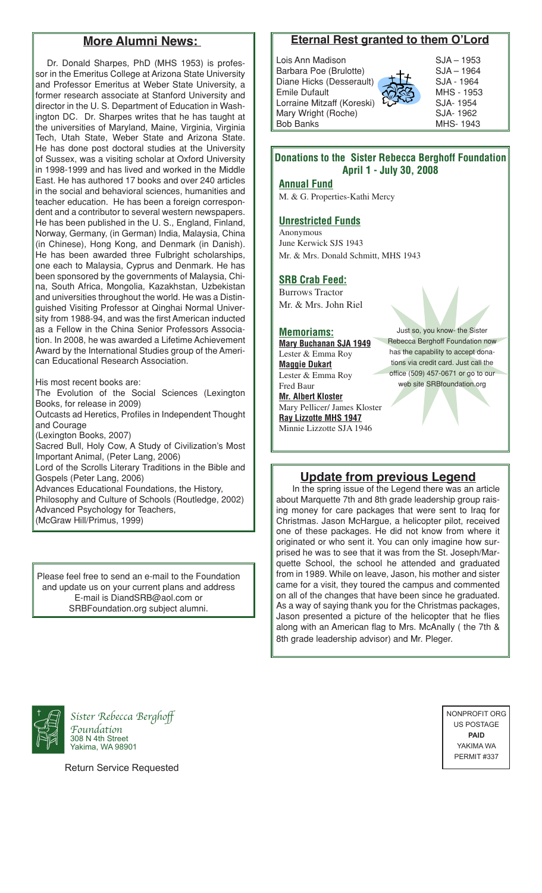## More Alumni News:

Dr. Donald Sharpes, PhD (MHS 1953) is professor in the Emeritus College at Arizona State University and Professor Emeritus at Weber State University, a former research associate at Stanford University and director in the U. S. Department of Education in Washington DC. Dr. Sharpes writes that he has taught at the universities of Maryland, Maine, Virginia, Virginia Tech, Utah State, Weber State and Arizona State. He has done post doctoral studies at the University of Sussex, was a visiting scholar at Oxford University in 1998-1999 and has lived and worked in the Middle East. He has authored 17 books and over 240 articles in the social and behavioral sciences, humanities and teacher education. He has been a foreign correspondent and a contributor to several western newspapers. He has been published in the U. S., England, Finland, Norway, Germany, (in German) India, Malaysia, China (in Chinese), Hong Kong, and Denmark (in Danish). He has been awarded three Fulbright scholarships, one each to Malaysia, Cyprus and Denmark. He has been sponsored by the governments of Malaysia, China, South Africa, Mongolia, Kazakhstan, Uzbekistan and universities throughout the world. He was a Distinguished Visiting Professor at Qinghai Normal University from 1988-94, and was the first American inducted as a Fellow in the China Senior Professors Association. In 2008, he was awarded a Lifetime Achievement Award by the International Studies group of the American Educational Research Association.

His most recent books are:

The Evolution of the Social Sciences (Lexington Books, for release in 2009)

Outcasts ad Heretics, Profiles in Independent Thought and Courage (Lexington Books, 2007)

Sacred Bull, Holy Cow, A Study of Civilization's Most Important Animal, (Peter Lang, 2006)

Lord of the Scrolls Literary Traditions in the Bible and Gospels (Peter Lang, 2006)

Advances Educational Foundations, the History, Philosophy and Culture of Schools (Routledge, 2002)

Advanced Psychology for Teachers, (McGraw Hill/Primus, 1999)

Please feel free to send an e-mail to the Foundation and update us on your current plans and address E-mail is DiandSRB@aol.com or SRBFoundation.org subject alumni.

## Eternal Rest granted to them O'Lord

| | |
|---|---|
| Lois Ann Madison | SJA – 1953 |
| Barbara Poe (Brulotte) | SJA – 1964 |
| Diane Hicks (Desserault) | SJA - 1964 |
| Emile Dufault | MHS - 1953 |
| Lorraine Mitzaff (Koreski) | SJA- 1954 |
| Mary Wright (Roche) | SJA- 1962 |
| Bob Banks | MHS- 1943 |

## Donations to the Sister Rebecca Berghoff Foundation April 1 - July 30, 2008

**Annual Fund**

M. & G. Properties-Kathi Mercy

**Unrestricted Funds**

Anonymous
June Kerwick SJS 1943
Mr. & Mrs. Donald Schmitt, MHS 1943

**SRB Crab Feed:**

Burrows Tractor
Mr. & Mrs. John Riel

**Memoriams:**

**Mary Buchanan SJA 1949**
Lester & Emma Roy

**Maggie Dukart**
Lester & Emma Roy
Fred Baur

**Mr. Albert Kloster**
Mary Pellicer/ James Kloster

**Ray Lizzotte MHS 1947**
Minnie Lizzotte SJA 1946

Just so, you know- the Sister Rebecca Berghoff Foundation now has the capability to accept donations via credit card. Just call the office (509) 457-0671 or go to our web site SRBfoundation.org

## Update from previous Legend

In the spring issue of the Legend there was an article about Marquette 7th and 8th grade leadership group raising money for care packages that were sent to Iraq for Christmas. Jason McHargue, a helicopter pilot, received one of these packages. He did not know from where it originated or who sent it. You can only imagine how surprised he was to see that it was from the St. Joseph/Marquette School, the school he attended and graduated from in 1989. While on leave, Jason, his mother and sister came for a visit, they toured the campus and commented on all of the changes that have been since he graduated. As a way of saying thank you for the Christmas packages, Jason presented a picture of the helicopter that he flies along with an American flag to Mrs. McAnally ( the 7th & 8th grade leadership advisor) and Mr. Pleger.

*Sister Rebecca Berghoff Foundation*
308 N 4th Street
Yakima, WA 98901

Return Service Requested

NONPROFIT ORG
US POSTAGE
**PAID**
YAKIMA WA
PERMIT #337